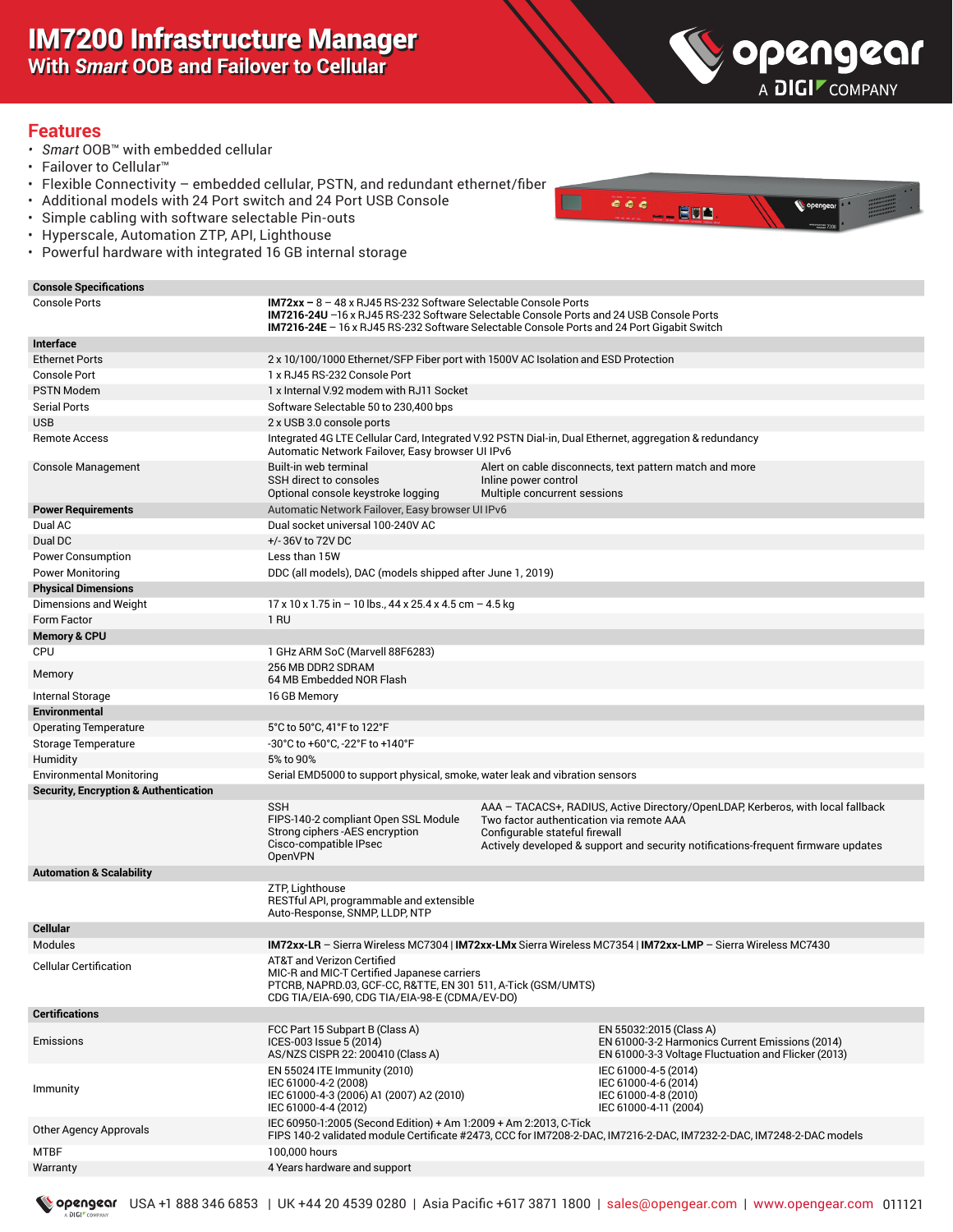# IM7200 Infrastructure Manager
## With *Smart* OOB and Failover to Cellular

opengear A DIGI COMPANY

## Features

- *Smart* OOB™ with embedded cellular
- Failover to Cellular™
- Flexible Connectivity – embedded cellular, PSTN, and redundant ethernet/fiber
- Additional models with 24 Port switch and 24 Port USB Console
- Simple cabling with software selectable Pin-outs
- Hyperscale, Automation ZTP, API, Lighthouse
- Powerful hardware with integrated 16 GB internal storage

| **Console Specifications** | | |
|---|---|---|
| Console Ports | **IM72xx –** 8 – 48 x RJ45 RS-232 Software Selectable Console Ports<br>**IM7216-24U** –16 x RJ45 RS-232 Software Selectable Console Ports and 24 USB Console Ports<br>**IM7216-24E** – 16 x RJ45 RS-232 Software Selectable Console Ports and 24 Port Gigabit Switch | |
| **Interface** | | |
| Ethernet Ports | 2 x 10/100/1000 Ethernet/SFP Fiber port with 1500V AC Isolation and ESD Protection | |
| Console Port | 1 x RJ45 RS-232 Console Port | |
| PSTN Modem | 1 x Internal V.92 modem with RJ11 Socket | |
| Serial Ports | Software Selectable 50 to 230,400 bps | |
| USB | 2 x USB 3.0 console ports | |
| Remote Access | Integrated 4G LTE Cellular Card, Integrated V.92 PSTN Dial-in, Dual Ethernet, aggregation & redundancy<br>Automatic Network Failover, Easy browser UI IPv6 | |
| Console Management | Built-in web terminal<br>SSH direct to consoles<br>Optional console keystroke logging | Alert on cable disconnects, text pattern match and more<br>Inline power control<br>Multiple concurrent sessions |
| **Power Requirements** | Automatic Network Failover, Easy browser UI IPv6 | |
| Dual AC | Dual socket universal 100-240V AC | |
| Dual DC | +/- 36V to 72V DC | |
| Power Consumption | Less than 15W | |
| Power Monitoring | DDC (all models), DAC (models shipped after June 1, 2019) | |
| **Physical Dimensions** | | |
| Dimensions and Weight | 17 x 10 x 1.75 in – 10 lbs., 44 x 25.4 x 4.5 cm – 4.5 kg | |
| Form Factor | 1 RU | |
| **Memory & CPU** | | |
| CPU | 1 GHz ARM SoC (Marvell 88F6283) | |
| Memory | 256 MB DDR2 SDRAM<br>64 MB Embedded NOR Flash | |
| Internal Storage | 16 GB Memory | |
| **Environmental** | | |
| Operating Temperature | 5°C to 50°C, 41°F to 122°F | |
| Storage Temperature | -30°C to +60°C, -22°F to +140°F | |
| Humidity | 5% to 90% | |
| Environmental Monitoring | Serial EMD5000 to support physical, smoke, water leak and vibration sensors | |
| **Security, Encryption & Authentication** | | |
| | SSH<br>FIPS-140-2 compliant Open SSL Module<br>Strong ciphers -AES encryption<br>Cisco-compatible IPsec<br>OpenVPN | AAA – TACACS+, RADIUS, Active Directory/OpenLDAP, Kerberos, with local fallback<br>Two factor authentication via remote AAA<br>Configurable stateful firewall<br>Actively developed & support and security notifications-frequent firmware updates |
| **Automation & Scalability** | | |
| | ZTP, Lighthouse<br>RESTful API, programmable and extensible<br>Auto-Response, SNMP, LLDP, NTP | |
| **Cellular** | | |
| Modules | **IM72xx-LR** – Sierra Wireless MC7304 \| **IM72xx-LMx** Sierra Wireless MC7354 \| **IM72xx-LMP** – Sierra Wireless MC7430 | |
| Cellular Certification | AT&T and Verizon Certified<br>MIC-R and MIC-T Certified Japanese carriers<br>PTCRB, NAPRD.03, GCF-CC, R&TTE, EN 301 511, A-Tick (GSM/UMTS)<br>CDG TIA/EIA-690, CDG TIA/EIA-98-E (CDMA/EV-DO) | |
| **Certifications** | | |
| Emissions | FCC Part 15 Subpart B (Class A)<br>ICES-003 Issue 5 (2014)<br>AS/NZS CISPR 22: 200410 (Class A) | EN 55032:2015 (Class A)<br>EN 61000-3-2 Harmonics Current Emissions (2014)<br>EN 61000-3-3 Voltage Fluctuation and Flicker (2013) |
| Immunity | EN 55024 ITE Immunity (2010)<br>IEC 61000-4-2 (2008)<br>IEC 61000-4-3 (2006) A1 (2007) A2 (2010)<br>IEC 61000-4-4 (2012) | IEC 61000-4-5 (2014)<br>IEC 61000-4-6 (2014)<br>IEC 61000-4-8 (2010)<br>IEC 61000-4-11 (2004) |
| Other Agency Approvals | IEC 60950-1:2005 (Second Edition) + Am 1:2009 + Am 2:2013, C-Tick<br>FIPS 140-2 validated module Certificate #2473, CCC for IM7208-2-DAC, IM7216-2-DAC, IM7232-2-DAC, IM7248-2-DAC models | |
| MTBF | 100,000 hours | |
| Warranty | 4 Years hardware and support | |

opengear A DIGI COMPANY USA +1 888 346 6853 | UK +44 20 4539 0280 | Asia Pacific +617 3871 1800 | sales@opengear.com | www.opengear.com 011121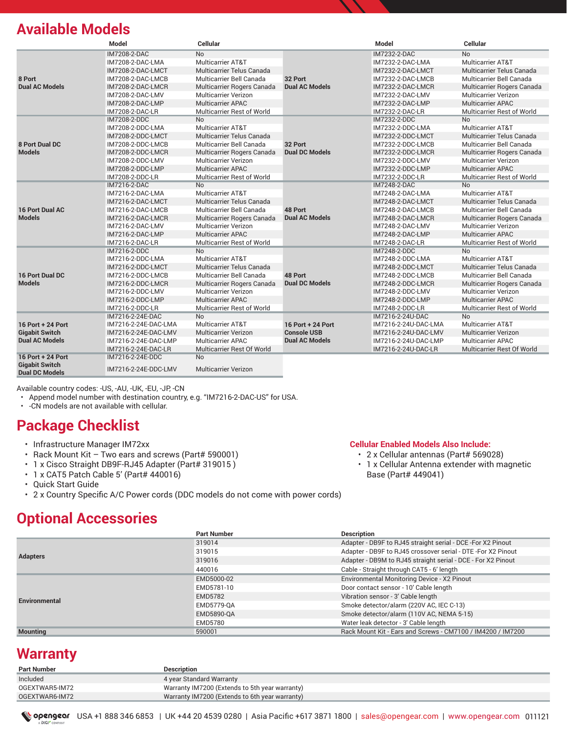## Available Models

| | Model | Cellular | | Model | Cellular |
|---|---|---|---|---|---|
| **8 Port Dual AC Models** | IM7208-2-DAC | No | **32 Port Dual AC Models** | IM7232-2-DAC | No |
| | IM7208-2-DAC-LMA | Multicarrier AT&T | | IM7232-2-DAC-LMA | Multicarrier AT&T |
| | IM7208-2-DAC-LMCT | Multicarrier Telus Canada | | IM7232-2-DAC-LMCT | Multicarrier Telus Canada |
| | IM7208-2-DAC-LMCB | Multicarrier Bell Canada | | IM7232-2-DAC-LMCB | Multicarrier Bell Canada |
| | IM7208-2-DAC-LMCR | Multicarrier Rogers Canada | | IM7232-2-DAC-LMCR | Multicarrier Rogers Canada |
| | IM7208-2-DAC-LMV | Multicarrier Verizon | | IM7232-2-DAC-LMV | Multicarrier Verizon |
| | IM7208-2-DAC-LMP | Multicarrier APAC | | IM7232-2-DAC-LMP | Multicarrier APAC |
| | IM7208-2-DAC-LR | Multicarrier Rest of World | | IM7232-2-DAC-LR | Multicarrier Rest of World |
| **8 Port Dual DC Models** | IM7208-2-DDC | No | **32 Port Dual DC Models** | IM7232-2-DDC | No |
| | IM7208-2-DDC-LMA | Multicarrier AT&T | | IM7232-2-DDC-LMA | Multicarrier AT&T |
| | IM7208-2-DDC-LMCT | Multicarrier Telus Canada | | IM7232-2-DDC-LMCT | Multicarrier Telus Canada |
| | IM7208-2-DDC-LMCB | Multicarrier Bell Canada | | IM7232-2-DDC-LMCB | Multicarrier Bell Canada |
| | IM7208-2-DDC-LMCR | Multicarrier Rogers Canada | | IM7232-2-DDC-LMCR | Multicarrier Rogers Canada |
| | IM7208-2-DDC-LMV | Multicarrier Verizon | | IM7232-2-DDC-LMV | Multicarrier Verizon |
| | IM7208-2-DDC-LMP | Multicarrier APAC | | IM7232-2-DDC-LMP | Multicarrier APAC |
| | IM7208-2-DDC-LR | Multicarrier Rest of World | | IM7232-2-DDC-LR | Multicarrier Rest of World |
| **16 Port Dual AC Models** | IM7216-2-DAC | No | **48 Port Dual AC Models** | IM7248-2-DAC | No |
| | IM7216-2-DAC-LMA | Multicarrier AT&T | | IM7248-2-DAC-LMA | Multicarrier AT&T |
| | IM7216-2-DAC-LMCT | Multicarrier Telus Canada | | IM7248-2-DAC-LMCT | Multicarrier Telus Canada |
| | IM7216-2-DAC-LMCB | Multicarrier Bell Canada | | IM7248-2-DAC-LMCB | Multicarrier Bell Canada |
| | IM7216-2-DAC-LMCR | Multicarrier Rogers Canada | | IM7248-2-DAC-LMCR | Multicarrier Rogers Canada |
| | IM7216-2-DAC-LMV | Multicarrier Verizon | | IM7248-2-DAC-LMV | Multicarrier Verizon |
| | IM7216-2-DAC-LMP | Multicarrier APAC | | IM7248-2-DAC-LMP | Multicarrier APAC |
| | IM7216-2-DAC-LR | Multicarrier Rest of World | | IM7248-2-DAC-LR | Multicarrier Rest of World |
| **16 Port Dual DC Models** | IM7216-2-DDC | No | **48 Port Dual DC Models** | IM7248-2-DDC | No |
| | IM7216-2-DDC-LMA | Multicarrier AT&T | | IM7248-2-DDC-LMA | Multicarrier AT&T |
| | IM7216-2-DDC-LMCT | Multicarrier Telus Canada | | IM7248-2-DDC-LMCT | Multicarrier Telus Canada |
| | IM7216-2-DDC-LMCB | Multicarrier Bell Canada | | IM7248-2-DDC-LMCB | Multicarrier Bell Canada |
| | IM7216-2-DDC-LMCR | Multicarrier Rogers Canada | | IM7248-2-DDC-LMCR | Multicarrier Rogers Canada |
| | IM7216-2-DDC-LMV | Multicarrier Verizon | | IM7248-2-DDC-LMV | Multicarrier Verizon |
| | IM7216-2-DDC-LMP | Multicarrier APAC | | IM7248-2-DDC-LMP | Multicarrier APAC |
| | IM7216-2-DDC-LR | Multicarrier Rest of World | | IM7248-2-DDC-LR | Multicarrier Rest of World |
| **16 Port + 24 Port Gigabit Switch Dual AC Models** | IM7216-2-24E-DAC | No | **16 Port + 24 Port Console USB Dual AC Models** | IM7216-2-24U-DAC | No |
| | IM7216-2-24E-DAC-LMA | Multicarrier AT&T | | IM7216-2-24U-DAC-LMA | Multicarrier AT&T |
| | IM7216-2-24E-DAC-LMV | Multicarrier Verizon | | IM7216-2-24U-DAC-LMV | Multicarrier Verizon |
| | IM7216-2-24E-DAC-LMP | Multicarrier APAC | | IM7216-2-24U-DAC-LMP | Multicarrier APAC |
| | IM7216-2-24E-DAC-LR | Multicarrier Rest Of World | | IM7216-2-24U-DAC-LR | Multicarrier Rest Of World |
| **16 Port + 24 Port Gigabit Switch Dual DC Models** | IM7216-2-24E-DDC | No | | | |
| | IM7216-2-24E-DDC-LMV | Multicarrier Verizon | | | |

Available country codes: -US, -AU, -UK, -EU, -JP, -CN

- Append model number with destination country, e.g. "IM7216-2-DAC-US" for USA.
- -CN models are not available with cellular.

## Package Checklist

- Infrastructure Manager IM72xx
- Rack Mount Kit – Two ears and screws (Part# 590001)
- 1 x Cisco Straight DB9F-RJ45 Adapter (Part# 319015 )
- 1 x CAT5 Patch Cable 5' (Part# 440016)
- Quick Start Guide
- 2 x Country Specific A/C Power cords (DDC models do not come with power cords)

**Cellular Enabled Models Also Include:**

- 2 x Cellular antennas (Part# 569028)
- 1 x Cellular Antenna extender with magnetic Base (Part# 449041)

## Optional Accessories

| | Part Number | Description |
|---|---|---|
| **Adapters** | 319014 | Adapter - DB9F to RJ45 straight serial - DCE -For X2 Pinout |
| | 319015 | Adapter - DB9F to RJ45 crossover serial - DTE -For X2 Pinout |
| | 319016 | Adapter - DB9M to RJ45 straight serial - DCE - For X2 Pinout |
| | 440016 | Cable - Straight through CAT5 - 6' length |
| **Environmental** | EMD5000-02 | Environmental Monitoring Device - X2 Pinout |
| | EMD5781-10 | Door contact sensor - 10' Cable length |
| | EMD5782 | Vibration sensor - 3' Cable length |
| | EMD5779-QA | Smoke detector/alarm (220V AC, IEC C-13) |
| | EMD5890-QA | Smoke detector/alarm (110V AC, NEMA 5-15) |
| | EMD5780 | Water leak detector - 3' Cable length |
| **Mounting** | 590001 | Rack Mount Kit - Ears and Screws - CM7100 / IM4200 / IM7200 |

## Warranty

| Part Number | Description |
|---|---|
| Included | 4 year Standard Warranty |
| OGEXTWAR5-IM72 | Warranty IM7200 (Extends to 5th year warranty) |
| OGEXTWAR6-IM72 | Warranty IM7200 (Extends to 6th year warranty) |

opengear A DIGI COMPANY USA +1 888 346 6853 | UK +44 20 4539 0280 | Asia Pacific +617 3871 1800 | sales@opengear.com | www.opengear.com 011121